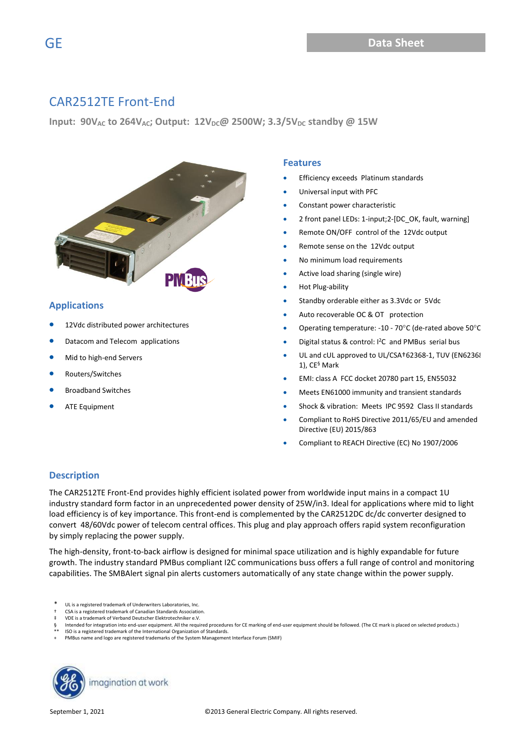GE

Data Sheet

# CAR2512TE Front-End

**Input: 90$V_{AC}$ to 264$V_{AC}$; Output: 12$V_{DC}$@ 2500W; 3.3/5$V_{DC}$ standby @ 15W**

## Applications

- 12Vdc distributed power architectures
- Datacom and Telecom applications
- Mid to high-end Servers
- Routers/Switches
- Broadband Switches
- ATE Equipment

## Features

- Efficiency exceeds Platinum standards
- Universal input with PFC
- Constant power characteristic
- 2 front panel LEDs: 1-input;2-[DC_OK, fault, warning]
- Remote ON/OFF control of the 12Vdc output
- Remote sense on the 12Vdc output
- No minimum load requirements
- Active load sharing (single wire)
- Hot Plug-ability
- Standby orderable either as 3.3Vdc or 5Vdc
- Auto recoverable OC & OT protection
- Operating temperature: -10 - 70°C (de-rated above 50°C
- Digital status & control: I$^2$C and PMBus serial bus
- UL and cUL approved to UL/CSA†62368-1, TUV (EN62368-1), CE§ Mark
- EMI: class A FCC docket 20780 part 15, EN55032
- Meets EN61000 immunity and transient standards
- Shock & vibration: Meets IPC 9592 Class II standards
- Compliant to RoHS Directive 2011/65/EU and amended Directive (EU) 2015/863
- Compliant to REACH Directive (EC) No 1907/2006

## Description

The CAR2512TE Front-End provides highly efficient isolated power from worldwide input mains in a compact 1U industry standard form factor in an unprecedented power density of 25W/in3. Ideal for applications where mid to light load efficiency is of key importance. This front-end is complemented by the CAR2512DC dc/dc converter designed to convert 48/60Vdc power of telecom central offices. This plug and play approach offers rapid system reconfiguration by simply replacing the power supply.

The high-density, front-to-back airflow is designed for minimal space utilization and is highly expandable for future growth. The industry standard PMBus compliant I2C communications buss offers a full range of control and monitoring capabilities. The SMBAlert signal pin alerts customers automatically of any state change within the power supply.

\* UL is a registered trademark of Underwriters Laboratories, Inc.
† CSA is a registered trademark of Canadian Standards Association.
‡ VDE is a trademark of Verband Deutscher Elektrotechniker e.V.
§ Intended for integration into end-user equipment. All the required procedures for CE marking of end-user equipment should be followed. (The CE mark is placed on selected products.)
\*\* ISO is a registered trademark of the International Organization of Standards.
\+ PMBus name and logo are registered trademarks of the System Management Interface Forum (SMIF)

imagination at work

September 1, 2021 ©2013 General Electric Company. All rights reserved.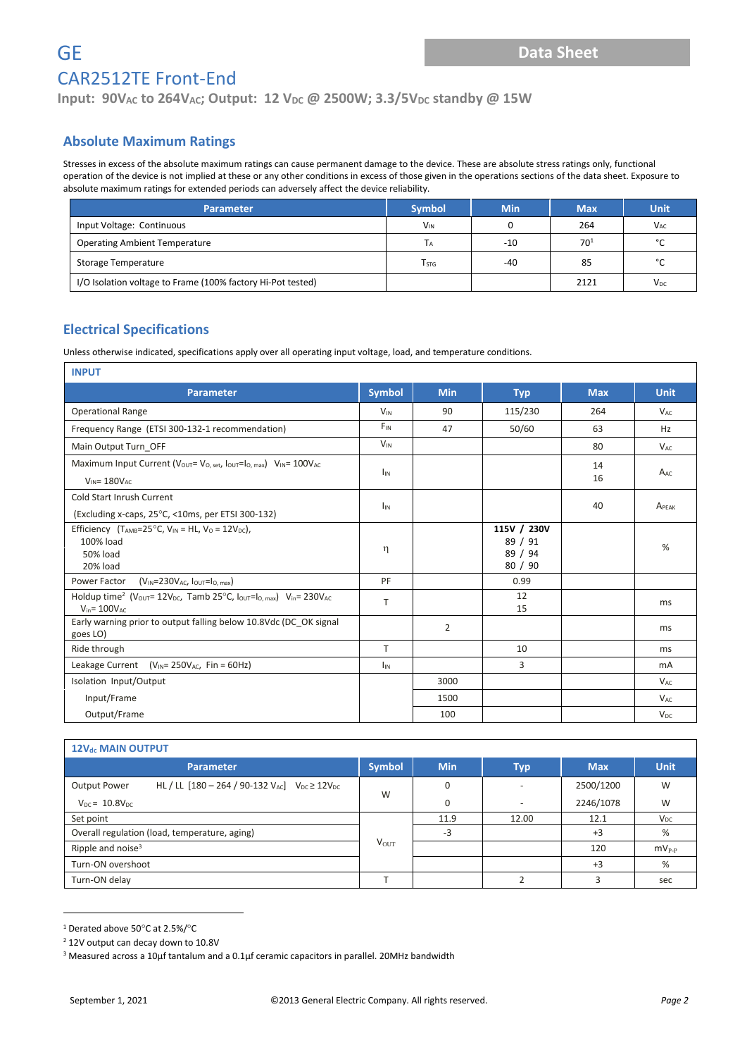# GE

## CAR2512TE Front-End

**Input: 90$V_{AC}$ to 264$V_{AC}$; Output: 12 $V_{DC}$ @ 2500W; 3.3/5$V_{DC}$ standby @ 15W**

## Absolute Maximum Ratings

Stresses in excess of the absolute maximum ratings can cause permanent damage to the device. These are absolute stress ratings only, functional operation of the device is not implied at these or any other conditions in excess of those given in the operations sections of the data sheet. Exposure to absolute maximum ratings for extended periods can adversely affect the device reliability.

| Parameter | Symbol | Min | Max | Unit |
|---|---|---|---|---|
| Input Voltage: Continuous | $V_{IN}$ | 0 | 264 | $V_{AC}$ |
| Operating Ambient Temperature | $T_A$ | -10 | 70[1] | °C |
| Storage Temperature | $T_{STG}$ | -40 | 85 | °C |
| I/O Isolation voltage to Frame (100% factory Hi-Pot tested) | | | 2121 | $V_{DC}$ |

## Electrical Specifications

Unless otherwise indicated, specifications apply over all operating input voltage, load, and temperature conditions.

**INPUT**

| Parameter | Symbol | Min | Typ | Max | Unit |
|---|---|---|---|---|---|
| Operational Range | $V_{IN}$ | 90 | 115/230 | 264 | $V_{AC}$ |
| Frequency Range (ETSI 300-132-1 recommendation) | $F_{IN}$ | 47 | 50/60 | 63 | Hz |
| Main Output Turn_OFF | $V_{IN}$ | | | 80 | $V_{AC}$ |
| Maximum Input Current ($V_{OUT}$= $V_{O, set}$, $I_{OUT}$=$I_{O, max}$) $V_{IN}$= 100$V_{AC}$<br>$V_{IN}$= 180$V_{AC}$ | $I_{IN}$ | | | 14<br>16 | $A_{AC}$ |
| Cold Start Inrush Current<br>(Excluding x-caps, 25°C, <10ms, per ETSI 300-132) | $I_{IN}$ | | | 40 | $A_{PEAK}$ |
| Efficiency ($T_{AMB}$=25°C, $V_{IN}$ = HL, $V_O$ = 12$V_{DC}$),<br>100% load<br>50% load<br>20% load | η | | **115V / 230V**<br>89 / 91<br>89 / 94<br>80 / 90 | | % |
| Power Factor ($V_{IN}$=230$V_{AC}$, $I_{OUT}$=$I_{O, max}$) | PF | | 0.99 | | |
| Holdup time[2] ($V_{OUT}$= 12$V_{DC}$, Tamb 25°C, $I_{OUT}$=$I_{O, max}$) $V_{in}$= 230$V_{AC}$<br>$V_{in}$= 100$V_{AC}$ | T | | 12<br>15 | | ms |
| Early warning prior to output falling below 10.8Vdc (DC_OK signal goes LO) | | 2 | | | ms |
| Ride through | T | | 10 | | ms |
| Leakage Current ($V_{IN}$= 250$V_{AC}$, Fin = 60Hz) | $I_{IN}$ | | 3 | | mA |
| Isolation Input/Output | | 3000 | | | $V_{AC}$ |
| Input/Frame | | 1500 | | | $V_{AC}$ |
| Output/Frame | | 100 | | | $V_{DC}$ |

**12$V_{dc}$ MAIN OUTPUT**

| Parameter | Symbol | Min | Typ | Max | Unit |
|---|---|---|---|---|---|
| Output Power HL / LL [180 – 264 / 90-132 $V_{AC}$] $V_{DC}$ ≥ 12$V_{DC}$ | W | 0 | - | 2500/1200 | W |
| $V_{DC}$ = 10.8$V_{DC}$ | | 0 | - | 2246/1078 | W |
| Set point | $V_{OUT}$ | 11.9 | 12.00 | 12.1 | $V_{DC}$ |
| Overall regulation (load, temperature, aging) | | -3 | | +3 | % |
| Ripple and noise[3] | | | | 120 | $mV_{P-P}$ |
| Turn-ON overshoot | | | | +3 | % |
| Turn-ON delay | T | | 2 | 3 | sec |

[1] Derated above 50°C at 2.5%/°C

[2] 12V output can decay down to 10.8V

[3] Measured across a 10µf tantalum and a 0.1µf ceramic capacitors in parallel. 20MHz bandwidth

September 1, 2021 ©2013 General Electric Company. All rights reserved.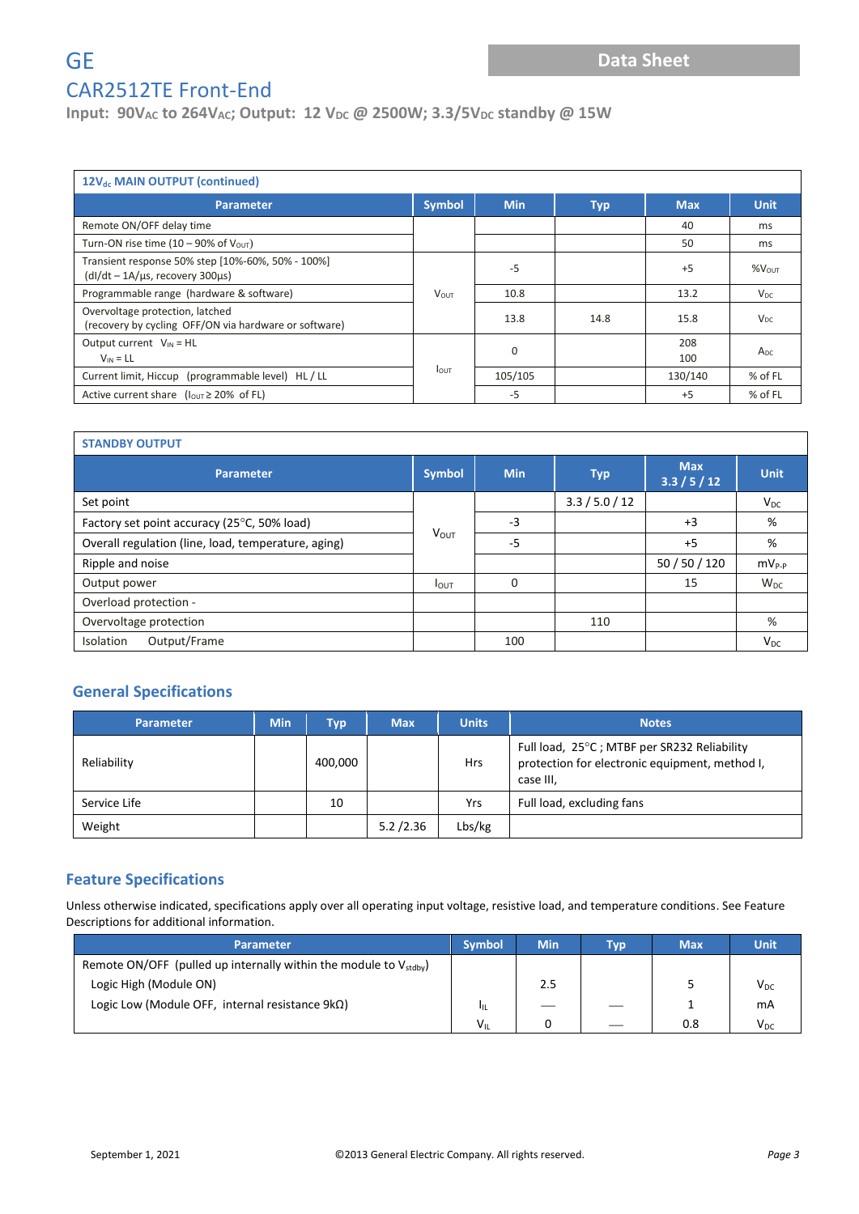# GE

## CAR2512TE Front-End

**Input: 90$V_{AC}$ to 264$V_{AC}$; Output: 12 $V_{DC}$ @ 2500W; 3.3/5$V_{DC}$ standby @ 15W**

**12$V_{dc}$ MAIN OUTPUT (continued)**

| Parameter | Symbol | Min | Typ | Max | Unit |
|---|---|---|---|---|---|
| Remote ON/OFF delay time | | | | 40 | ms |
| Turn-ON rise time (10 – 90% of $V_{OUT}$) | | | | 50 | ms |
| Transient response 50% step [10%-60%, 50% - 100%] (dI/dt – 1A/µs, recovery 300µs) | $V_{OUT}$ | -5 | | +5 | %$V_{OUT}$ |
| Programmable range (hardware & software) | $V_{OUT}$ | 10.8 | | 13.2 | $V_{DC}$ |
| Overvoltage protection, latched (recovery by cycling OFF/ON via hardware or software) | $V_{OUT}$ | 13.8 | 14.8 | 15.8 | $V_{DC}$ |
| Output current $V_{IN}$ = HL / $V_{IN}$ = LL | $I_{OUT}$ | 0 | | 208 / 100 | $A_{DC}$ |
| Current limit, Hiccup (programmable level) HL / LL | $I_{OUT}$ | 105/105 | | 130/140 | % of FL |
| Active current share ($I_{OUT}$ ≥ 20% of FL) | $I_{OUT}$ | -5 | | +5 | % of FL |

**STANDBY OUTPUT**

| Parameter | Symbol | Min | Typ | Max 3.3 / 5 / 12 | Unit |
|---|---|---|---|---|---|
| Set point | $V_{OUT}$ | | 3.3 / 5.0 / 12 | | $V_{DC}$ |
| Factory set point accuracy (25°C, 50% load) | $V_{OUT}$ | -3 | | +3 | % |
| Overall regulation (line, load, temperature, aging) | $V_{OUT}$ | -5 | | +5 | % |
| Ripple and noise | $V_{OUT}$ | | | 50 / 50 / 120 | $mV_{P-P}$ |
| Output power | $I_{OUT}$ | 0 | | 15 | $W_{DC}$ |
| Overload protection - | | | | | |
| Overvoltage protection | | | 110 | | % |
| Isolation Output/Frame | | 100 | | | $V_{DC}$ |

## General Specifications

| Parameter | Min | Typ | Max | Units | Notes |
|---|---|---|---|---|---|
| Reliability | | 400,000 | | Hrs | Full load, 25°C ; MTBF per SR232 Reliability protection for electronic equipment, method I, case III, |
| Service Life | | 10 | | Yrs | Full load, excluding fans |
| Weight | | | 5.2 /2.36 | Lbs/kg | |

## Feature Specifications

Unless otherwise indicated, specifications apply over all operating input voltage, resistive load, and temperature conditions. See Feature Descriptions for additional information.

| Parameter | Symbol | Min | Typ | Max | Unit |
|---|---|---|---|---|---|
| Remote ON/OFF (pulled up internally within the module to $V_{stdby}$) | | | | | |
| Logic High (Module ON) | | 2.5 | | 5 | $V_{DC}$ |
| Logic Low (Module OFF, internal resistance 9kΩ) | $I_{IL}$ | — | — | 1 | mA |
| | $V_{IL}$ | 0 | — | 0.8 | $V_{DC}$ |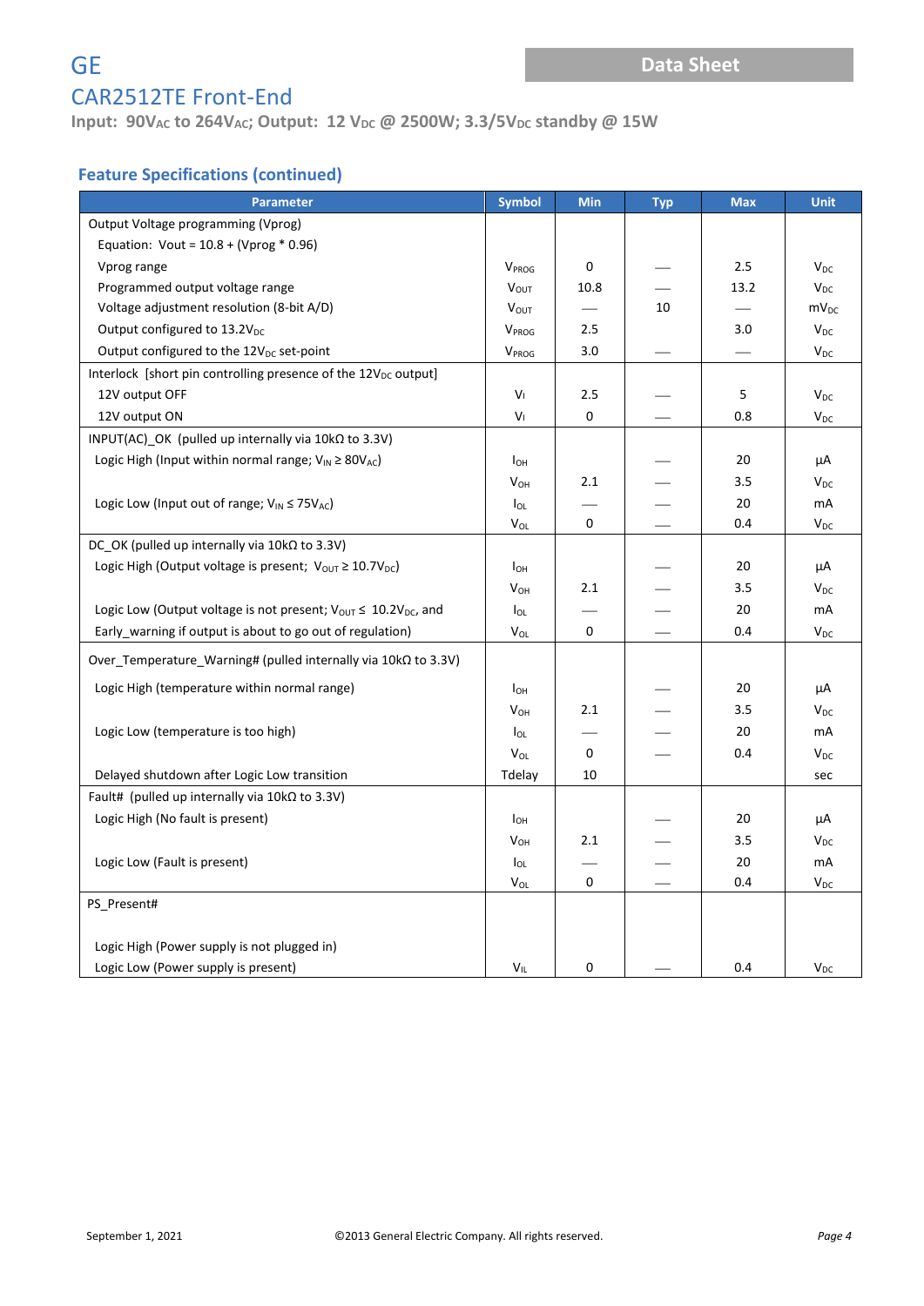# GE

## CAR2512TE Front-End

**Input: 90$V_{AC}$ to 264$V_{AC}$; Output: 12 $V_{DC}$ @ 2500W; 3.3/5$V_{DC}$ standby @ 15W**

### Feature Specifications (continued)

| Parameter | Symbol | Min | Typ | Max | Unit |
|---|---|---|---|---|---|
| Output Voltage programming (Vprog) | | | | | |
| Equation: Vout = 10.8 + (Vprog * 0.96) | | | | | |
| Vprog range | $V_{PROG}$ | 0 | — | 2.5 | $V_{DC}$ |
| Programmed output voltage range | $V_{OUT}$ | 10.8 | — | 13.2 | $V_{DC}$ |
| Voltage adjustment resolution (8-bit A/D) | $V_{OUT}$ | — | 10 | — | $mV_{DC}$ |
| Output configured to 13.2$V_{DC}$ | $V_{PROG}$ | 2.5 | | 3.0 | $V_{DC}$ |
| Output configured to the 12$V_{DC}$ set-point | $V_{PROG}$ | 3.0 | — | — | $V_{DC}$ |
| Interlock [short pin controlling presence of the 12$V_{DC}$ output] | | | | | |
| 12V output OFF | $V_I$ | 2.5 | — | 5 | $V_{DC}$ |
| 12V output ON | $V_I$ | 0 | — | 0.8 | $V_{DC}$ |
| INPUT(AC)_OK (pulled up internally via 10kΩ to 3.3V) | | | | | |
| Logic High (Input within normal range; $V_{IN} \geq 80V_{AC}$) | $I_{OH}$ | | — | 20 | µA |
| | $V_{OH}$ | 2.1 | — | 3.5 | $V_{DC}$ |
| Logic Low (Input out of range; $V_{IN} \leq 75V_{AC}$) | $I_{OL}$ | — | — | 20 | mA |
| | $V_{OL}$ | 0 | — | 0.4 | $V_{DC}$ |
| DC_OK (pulled up internally via 10kΩ to 3.3V) | | | | | |
| Logic High (Output voltage is present; $V_{OUT} \geq 10.7V_{DC}$) | $I_{OH}$ | | — | 20 | µA |
| | $V_{OH}$ | 2.1 | — | 3.5 | $V_{DC}$ |
| Logic Low (Output voltage is not present; $V_{OUT} \leq$ 10.2$V_{DC}$, and | $I_{OL}$ | — | — | 20 | mA |
| Early_warning if output is about to go out of regulation) | $V_{OL}$ | 0 | — | 0.4 | $V_{DC}$ |
| Over_Temperature_Warning# (pulled internally via 10kΩ to 3.3V) | | | | | |
| Logic High (temperature within normal range) | $I_{OH}$ | | — | 20 | µA |
| | $V_{OH}$ | 2.1 | — | 3.5 | $V_{DC}$ |
| Logic Low (temperature is too high) | $I_{OL}$ | — | — | 20 | mA |
| | $V_{OL}$ | 0 | — | 0.4 | $V_{DC}$ |
| Delayed shutdown after Logic Low transition | Tdelay | 10 | | | sec |
| Fault# (pulled up internally via 10kΩ to 3.3V) | | | | | |
| Logic High (No fault is present) | $I_{OH}$ | | — | 20 | µA |
| | $V_{OH}$ | 2.1 | — | 3.5 | $V_{DC}$ |
| Logic Low (Fault is present) | $I_{OL}$ | — | — | 20 | mA |
| | $V_{OL}$ | 0 | — | 0.4 | $V_{DC}$ |
| PS_Present# | | | | | |
| Logic High (Power supply is not plugged in) | | | | | |
| Logic Low (Power supply is present) | $V_{IL}$ | 0 | — | 0.4 | $V_{DC}$ |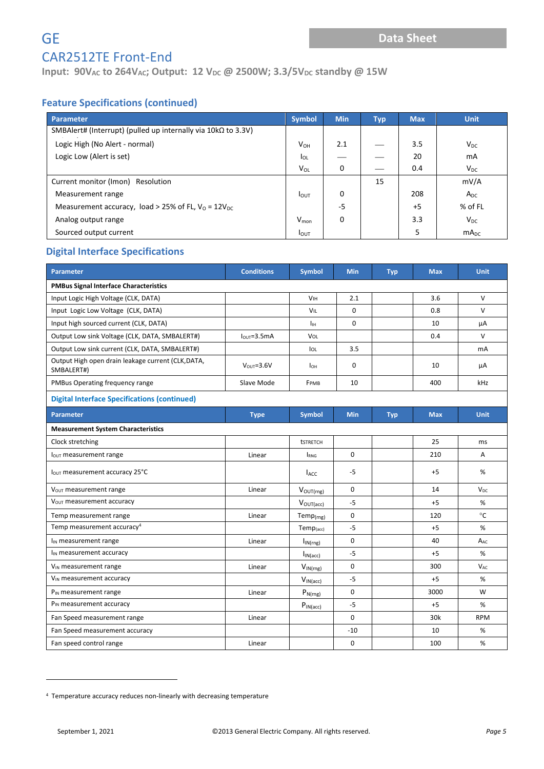## Feature Specifications (continued)

| Parameter | Symbol | Min | Typ | Max | Unit |
|---|---|---|---|---|---|
| SMBAlert# (Interrupt) (pulled up internally via 10kΩ to 3.3V) | | | | | |
| Logic High (No Alert - normal) | $V_{OH}$ | 2.1 | — | 3.5 | $V_{DC}$ |
| Logic Low (Alert is set) | $I_{OL}$ | — | — | 20 | mA |
| | $V_{OL}$ | 0 | — | 0.4 | $V_{DC}$ |
| Current monitor (Imon) Resolution | | | 15 | | mV/A |
| Measurement range | $I_{OUT}$ | 0 | | 208 | $A_{DC}$ |
| Measurement accuracy, load > 25% of FL, $V_O$ = 12$V_{DC}$ | | -5 | | +5 | % of FL |
| Analog output range | $V_{mon}$ | 0 | | 3.3 | $V_{DC}$ |
| Sourced output current | $I_{OUT}$ | | | 5 | $mA_{DC}$ |

## Digital Interface Specifications

| Parameter | Conditions | Symbol | Min | Typ | Max | Unit |
|---|---|---|---|---|---|---|
| **PMBus Signal Interface Characteristics** | | | | | | |
| Input Logic High Voltage (CLK, DATA) | | $V_{IH}$ | 2.1 | | 3.6 | V |
| Input Logic Low Voltage (CLK, DATA) | | $V_{IL}$ | 0 | | 0.8 | V |
| Input high sourced current (CLK, DATA) | | $I_{IH}$ | 0 | | 10 | μA |
| Output Low sink Voltage (CLK, DATA, SMBALERT#) | $I_{OUT}$=3.5mA | $V_{OL}$ | | | 0.4 | V |
| Output Low sink current (CLK, DATA, SMBALERT#) | | $I_{OL}$ | 3.5 | | | mA |
| Output High open drain leakage current (CLK,DATA, SMBALERT#) | $V_{OUT}$=3.6V | $I_{OH}$ | 0 | | 10 | μA |
| PMBus Operating frequency range | Slave Mode | $F_{PMB}$ | 10 | | 400 | kHz |

## Digital Interface Specifications (continued)

| Parameter | Type | Symbol | Min | Typ | Max | Unit |
|---|---|---|---|---|---|---|
| **Measurement System Characteristics** | | | | | | |
| Clock stretching | | $t_{STRETCH}$ | | | 25 | ms |
| $I_{OUT}$ measurement range | Linear | $I_{RNG}$ | 0 | | 210 | A |
| $I_{OUT}$ measurement accuracy 25°C | | $I_{ACC}$ | -5 | | +5 | % |
| $V_{OUT}$ measurement range | Linear | $V_{OUT(rng)}$ | 0 | | 14 | $V_{DC}$ |
| $V_{OUT}$ measurement accuracy | | $V_{OUT(acc)}$ | -5 | | +5 | % |
| Temp measurement range | Linear | $Temp_{(rng)}$ | 0 | | 120 | °C |
| Temp measurement accuracy[4] | | $Temp_{(acc)}$ | -5 | | +5 | % |
| $I_{IN}$ measurement range | Linear | $I_{IN(rng)}$ | 0 | | 40 | $A_{AC}$ |
| $I_{IN}$ measurement accuracy | | $I_{IN(acc)}$ | -5 | | +5 | % |
| $V_{IN}$ measurement range | Linear | $V_{IN(rng)}$ | 0 | | 300 | $V_{AC}$ |
| $V_{IN}$ measurement accuracy | | $V_{IN(acc)}$ | -5 | | +5 | % |
| $P_{IN}$ measurement range | Linear | $P_{N(rng)}$ | 0 | | 3000 | W |
| $P_{IN}$ measurement accuracy | | $P_{IN(acc)}$ | -5 | | +5 | % |
| Fan Speed measurement range | Linear | | 0 | | 30k | RPM |
| Fan Speed measurement accuracy | | | -10 | | 10 | % |
| Fan speed control range | Linear | | 0 | | 100 | % |

[4] Temperature accuracy reduces non-linearly with decreasing temperature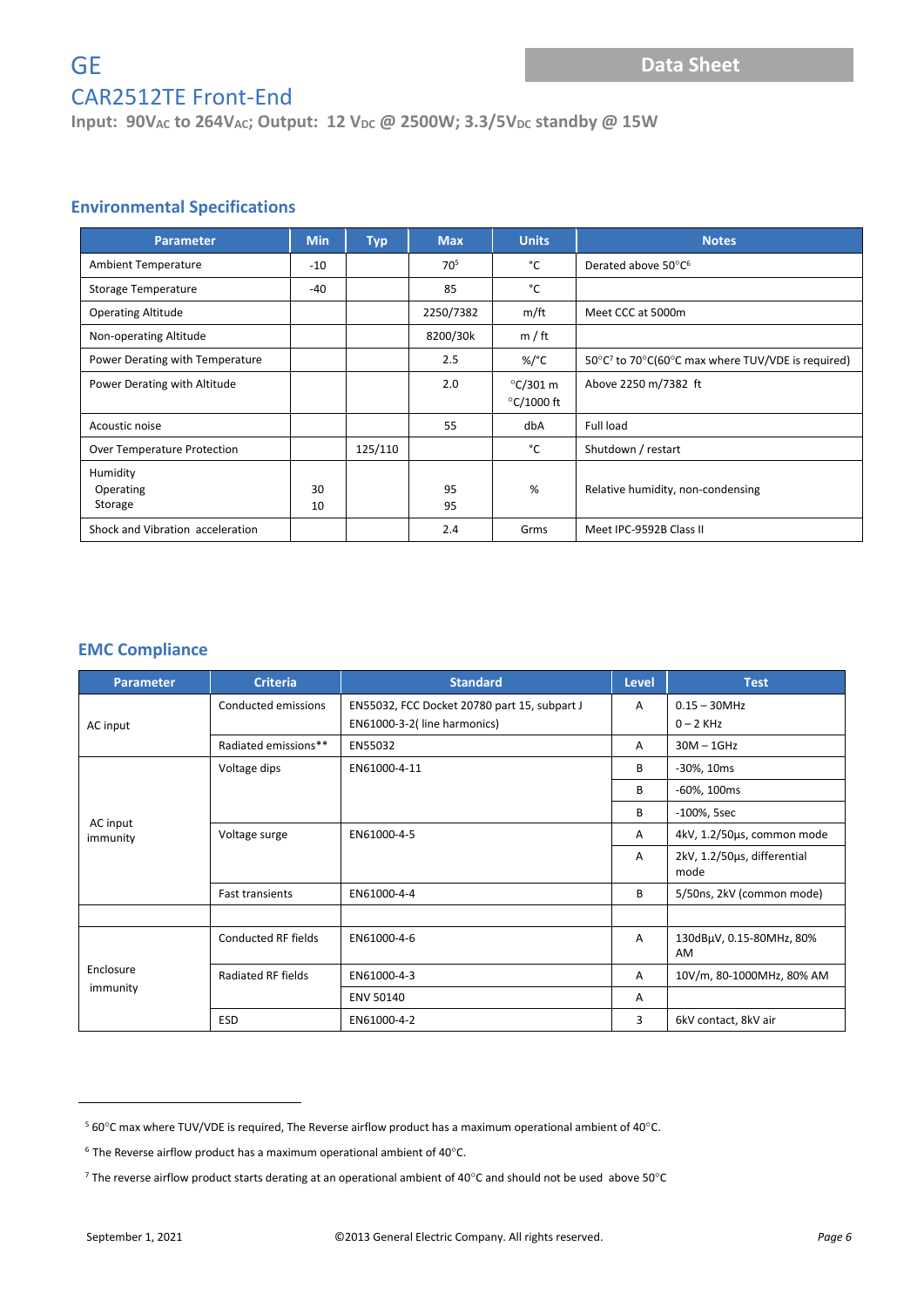## Environmental Specifications

| Parameter | Min | Typ | Max | Units | Notes |
|---|---|---|---|---|---|
| Ambient Temperature | -10 | | 70[5] | °C | Derated above 50°C[6] |
| Storage Temperature | -40 | | 85 | °C | |
| Operating Altitude | | | 2250/7382 | m/ft | Meet CCC at 5000m |
| Non-operating Altitude | | | 8200/30k | m / ft | |
| Power Derating with Temperature | | | 2.5 | %/°C | 50°C[7] to 70°C(60°C max where TUV/VDE is required) |
| Power Derating with Altitude | | | 2.0 | °C/301 m °C/1000 ft | Above 2250 m/7382 ft |
| Acoustic noise | | | 55 | dbA | Full load |
| Over Temperature Protection | | 125/110 | | °C | Shutdown / restart |
| Humidity<br>Operating<br>Storage | <br>30<br>10 | | <br>95<br>95 | % | Relative humidity, non-condensing |
| Shock and Vibration acceleration | | | 2.4 | Grms | Meet IPC-9592B Class II |

## EMC Compliance

| Parameter | Criteria | Standard | Level | Test |
|---|---|---|---|---|
| AC input | Conducted emissions | EN55032, FCC Docket 20780 part 15, subpart J<br>EN61000-3-2( line harmonics) | A | 0.15 – 30MHz<br>0 – 2 KHz |
| | Radiated emissions** | EN55032 | A | 30M – 1GHz |
| AC input immunity | Voltage dips | EN61000-4-11 | B | -30%, 10ms |
| | | | B | -60%, 100ms |
| | | | B | -100%, 5sec |
| | Voltage surge | EN61000-4-5 | A | 4kV, 1.2/50µs, common mode |
| | | | A | 2kV, 1.2/50µs, differential mode |
| | Fast transients | EN61000-4-4 | B | 5/50ns, 2kV (common mode) |
| | | | | |
| Enclosure immunity | Conducted RF fields | EN61000-4-6 | A | 130dBµV, 0.15-80MHz, 80% AM |
| | Radiated RF fields | EN61000-4-3 | A | 10V/m, 80-1000MHz, 80% AM |
| | | ENV 50140 | A | |
| | ESD | EN61000-4-2 | 3 | 6kV contact, 8kV air |

[5] 60°C max where TUV/VDE is required, The Reverse airflow product has a maximum operational ambient of 40°C.

[6] The Reverse airflow product has a maximum operational ambient of 40°C.

[7] The reverse airflow product starts derating at an operational ambient of 40°C and should not be used above 50°C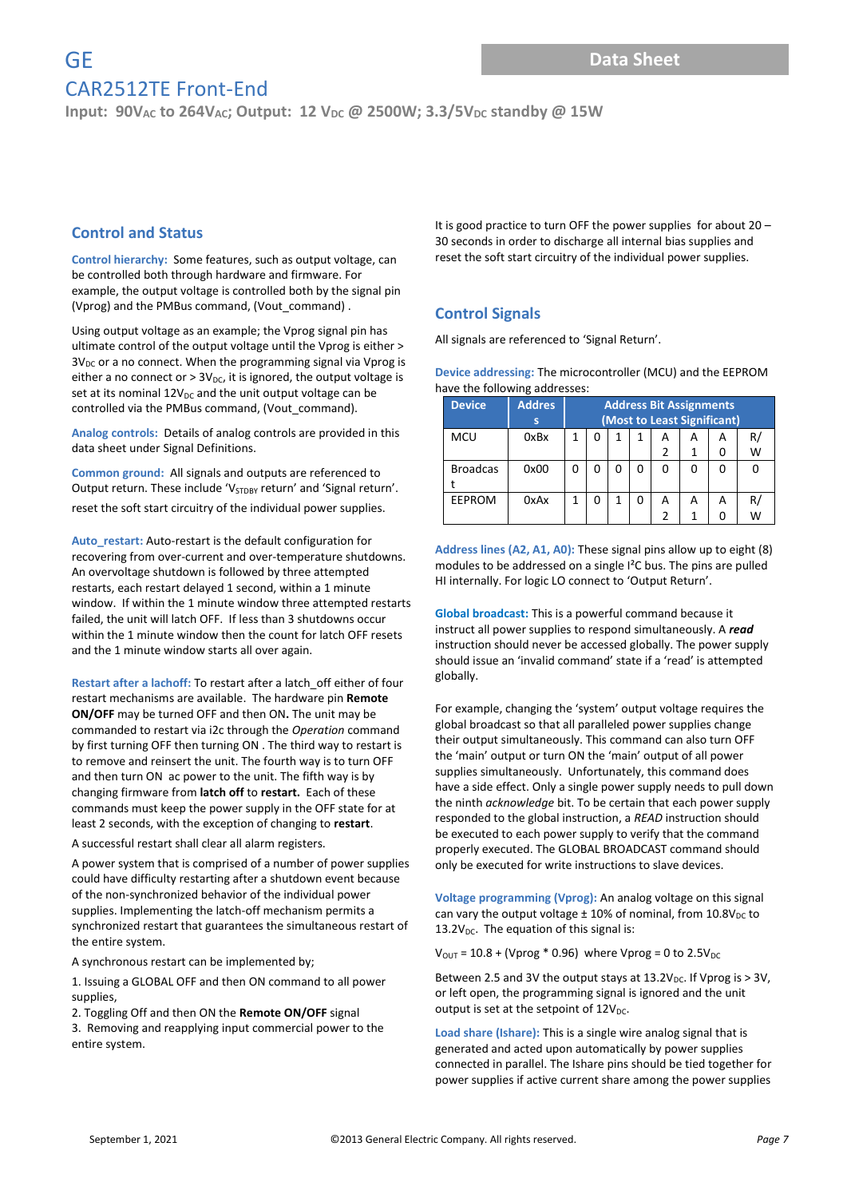## Control and Status

**Control hierarchy:** Some features, such as output voltage, can be controlled both through hardware and firmware. For example, the output voltage is controlled both by the signal pin (Vprog) and the PMBus command, (Vout_command) .

Using output voltage as an example; the Vprog signal pin has ultimate control of the output voltage until the Vprog is either > $3V_{DC}$ or a no connect. When the programming signal via Vprog is either a no connect or > $3V_{DC}$, it is ignored, the output voltage is set at its nominal $12V_{DC}$ and the unit output voltage can be controlled via the PMBus command, (Vout_command).

**Analog controls:** Details of analog controls are provided in this data sheet under Signal Definitions.

**Common ground:** All signals and outputs are referenced to Output return. These include '$V_{STDBY}$ return' and 'Signal return'.

reset the soft start circuitry of the individual power supplies.

**Auto_restart:** Auto-restart is the default configuration for recovering from over-current and over-temperature shutdowns. An overvoltage shutdown is followed by three attempted restarts, each restart delayed 1 second, within a 1 minute window. If within the 1 minute window three attempted restarts failed, the unit will latch OFF. If less than 3 shutdowns occur within the 1 minute window then the count for latch OFF resets and the 1 minute window starts all over again.

**Restart after a lachoff:** To restart after a latch_off either of four restart mechanisms are available. The hardware pin **Remote ON/OFF** may be turned OFF and then ON. The unit may be commanded to restart via i2c through the *Operation* command by first turning OFF then turning ON . The third way to restart is to remove and reinsert the unit. The fourth way is to turn OFF and then turn ON ac power to the unit. The fifth way is by changing firmware from **latch off** to **restart.** Each of these commands must keep the power supply in the OFF state for at least 2 seconds, with the exception of changing to **restart**.

A successful restart shall clear all alarm registers.

A power system that is comprised of a number of power supplies could have difficulty restarting after a shutdown event because of the non-synchronized behavior of the individual power supplies. Implementing the latch-off mechanism permits a synchronized restart that guarantees the simultaneous restart of the entire system.

A synchronous restart can be implemented by;

1. Issuing a GLOBAL OFF and then ON command to all power supplies,
2. Toggling Off and then ON the **Remote ON/OFF** signal
3. Removing and reapplying input commercial power to the entire system.

It is good practice to turn OFF the power supplies for about 20 – 30 seconds in order to discharge all internal bias supplies and reset the soft start circuitry of the individual power supplies.

## Control Signals

All signals are referenced to 'Signal Return'.

**Device addressing:** The microcontroller (MCU) and the EEPROM have the following addresses:

| Device | Address | Address Bit Assignments (Most to Least Significant) | | | | | | | |
|---|---|---|---|---|---|---|---|---|---|
| MCU | 0xBx | 1 | 0 | 1 | 1 | A2 | A1 | A0 | R/W |
| Broadcast | 0x00 | 0 | 0 | 0 | 0 | 0 | 0 | 0 | 0 |
| EEPROM | 0xAx | 1 | 0 | 1 | 0 | A2 | A1 | A0 | R/W |

**Address lines (A2, A1, A0):** These signal pins allow up to eight (8) modules to be addressed on a single I²C bus. The pins are pulled HI internally. For logic LO connect to 'Output Return'.

**Global broadcast:** This is a powerful command because it instruct all power supplies to respond simultaneously. A ***read*** instruction should never be accessed globally. The power supply should issue an 'invalid command' state if a 'read' is attempted globally.

For example, changing the 'system' output voltage requires the global broadcast so that all paralleled power supplies change their output simultaneously. This command can also turn OFF the 'main' output or turn ON the 'main' output of all power supplies simultaneously. Unfortunately, this command does have a side effect. Only a single power supply needs to pull down the ninth *acknowledge* bit. To be certain that each power supply responded to the global instruction, a *READ* instruction should be executed to each power supply to verify that the command properly executed. The GLOBAL BROADCAST command should only be executed for write instructions to slave devices.

**Voltage programming (Vprog):** An analog voltage on this signal can vary the output voltage ± 10% of nominal, from $10.8V_{DC}$ to $13.2V_{DC}$. The equation of this signal is:

$V_{OUT} = 10.8 + (Vprog * 0.96)$ where Vprog = 0 to $2.5V_{DC}$

Between 2.5 and 3V the output stays at $13.2V_{DC}$. If Vprog is > 3V, or left open, the programming signal is ignored and the unit output is set at the setpoint of $12V_{DC}$.

**Load share (Ishare):** This is a single wire analog signal that is generated and acted upon automatically by power supplies connected in parallel. The Ishare pins should be tied together for power supplies if active current share among the power supplies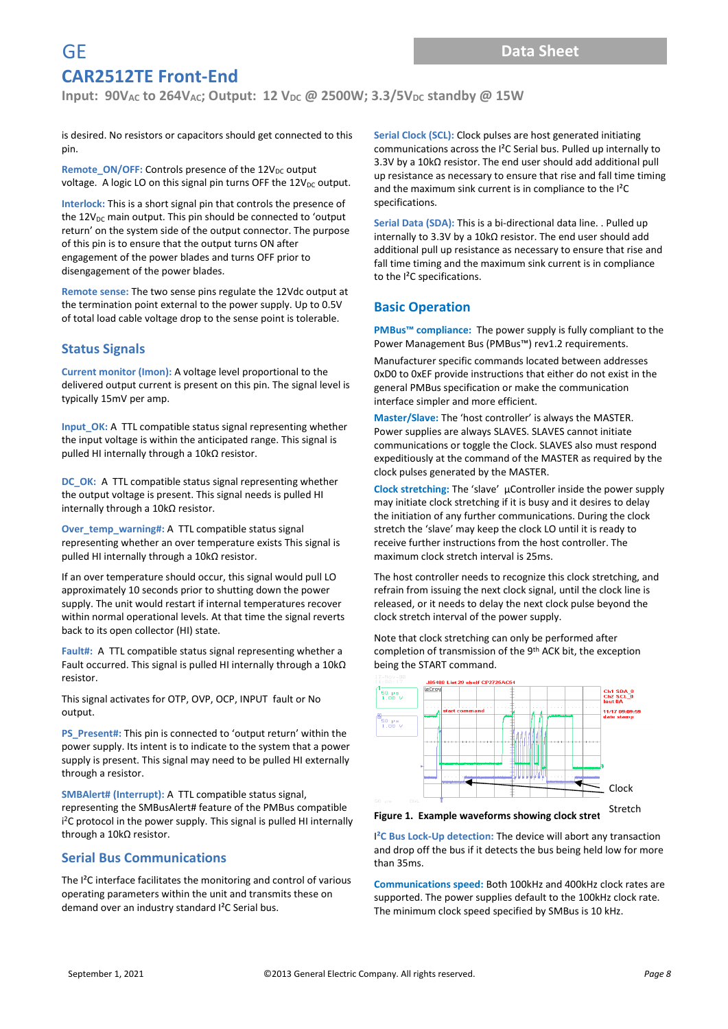is desired. No resistors or capacitors should get connected to this pin.

**Remote_ON/OFF:** Controls presence of the $12V_{DC}$ output voltage. A logic LO on this signal pin turns OFF the $12V_{DC}$ output.

**Interlock:** This is a short signal pin that controls the presence of the $12V_{DC}$ main output. This pin should be connected to 'output return' on the system side of the output connector. The purpose of this pin is to ensure that the output turns ON after engagement of the power blades and turns OFF prior to disengagement of the power blades.

**Remote sense:** The two sense pins regulate the 12Vdc output at the termination point external to the power supply. Up to 0.5V of total load cable voltage drop to the sense point is tolerable.

## Status Signals

**Current monitor (Imon):** A voltage level proportional to the delivered output current is present on this pin. The signal level is typically 15mV per amp.

**Input_OK:** A TTL compatible status signal representing whether the input voltage is within the anticipated range. This signal is pulled HI internally through a 10kΩ resistor.

**DC_OK:** A TTL compatible status signal representing whether the output voltage is present. This signal needs is pulled HI internally through a 10kΩ resistor.

**Over_temp_warning#:** A TTL compatible status signal representing whether an over temperature exists This signal is pulled HI internally through a 10kΩ resistor.

If an over temperature should occur, this signal would pull LO approximately 10 seconds prior to shutting down the power supply. The unit would restart if internal temperatures recover within normal operational levels. At that time the signal reverts back to its open collector (HI) state.

**Fault#:** A TTL compatible status signal representing whether a Fault occurred. This signal is pulled HI internally through a 10kΩ resistor.

This signal activates for OTP, OVP, OCP, INPUT fault or No output.

**PS_Present#:** This pin is connected to 'output return' within the power supply. Its intent is to indicate to the system that a power supply is present. This signal may need to be pulled HI externally through a resistor.

**SMBAlert# (Interrupt):** A TTL compatible status signal, representing the SMBusAlert# feature of the PMBus compatible i²C protocol in the power supply. This signal is pulled HI internally through a 10kΩ resistor.

## Serial Bus Communications

The I²C interface facilitates the monitoring and control of various operating parameters within the unit and transmits these on demand over an industry standard I²C Serial bus.

**Serial Clock (SCL):** Clock pulses are host generated initiating communications across the I²C Serial bus. Pulled up internally to 3.3V by a 10kΩ resistor. The end user should add additional pull up resistance as necessary to ensure that rise and fall time timing and the maximum sink current is in compliance to the I²C specifications.

**Serial Data (SDA):** This is a bi-directional data line. . Pulled up internally to 3.3V by a 10kΩ resistor. The end user should add additional pull up resistance as necessary to ensure that rise and fall time timing and the maximum sink current is in compliance to the I²C specifications.

## Basic Operation

**PMBus™ compliance:** The power supply is fully compliant to the Power Management Bus (PMBus™) rev1.2 requirements.

Manufacturer specific commands located between addresses 0xD0 to 0xEF provide instructions that either do not exist in the general PMBus specification or make the communication interface simpler and more efficient.

**Master/Slave:** The 'host controller' is always the MASTER. Power supplies are always SLAVES. SLAVES cannot initiate communications or toggle the Clock. SLAVES also must respond expeditiously at the command of the MASTER as required by the clock pulses generated by the MASTER.

**Clock stretching:** The 'slave' µController inside the power supply may initiate clock stretching if it is busy and it desires to delay the initiation of any further communications. During the clock stretch the 'slave' may keep the clock LO until it is ready to receive further instructions from the host controller. The maximum clock stretch interval is 25ms.

The host controller needs to recognize this clock stretching, and refrain from issuing the next clock signal, until the clock line is released, or it needs to delay the next clock pulse beyond the clock stretch interval of the power supply.

Note that clock stretching can only be performed after completion of transmission of the 9th ACK bit, the exception being the START command.

Clock Stretch

**Figure 1. Example waveforms showing clock stret**

**I²C Bus Lock-Up detection:** The device will abort any transaction and drop off the bus if it detects the bus being held low for more than 35ms.

**Communications speed:** Both 100kHz and 400kHz clock rates are supported. The power supplies default to the 100kHz clock rate. The minimum clock speed specified by SMBus is 10 kHz.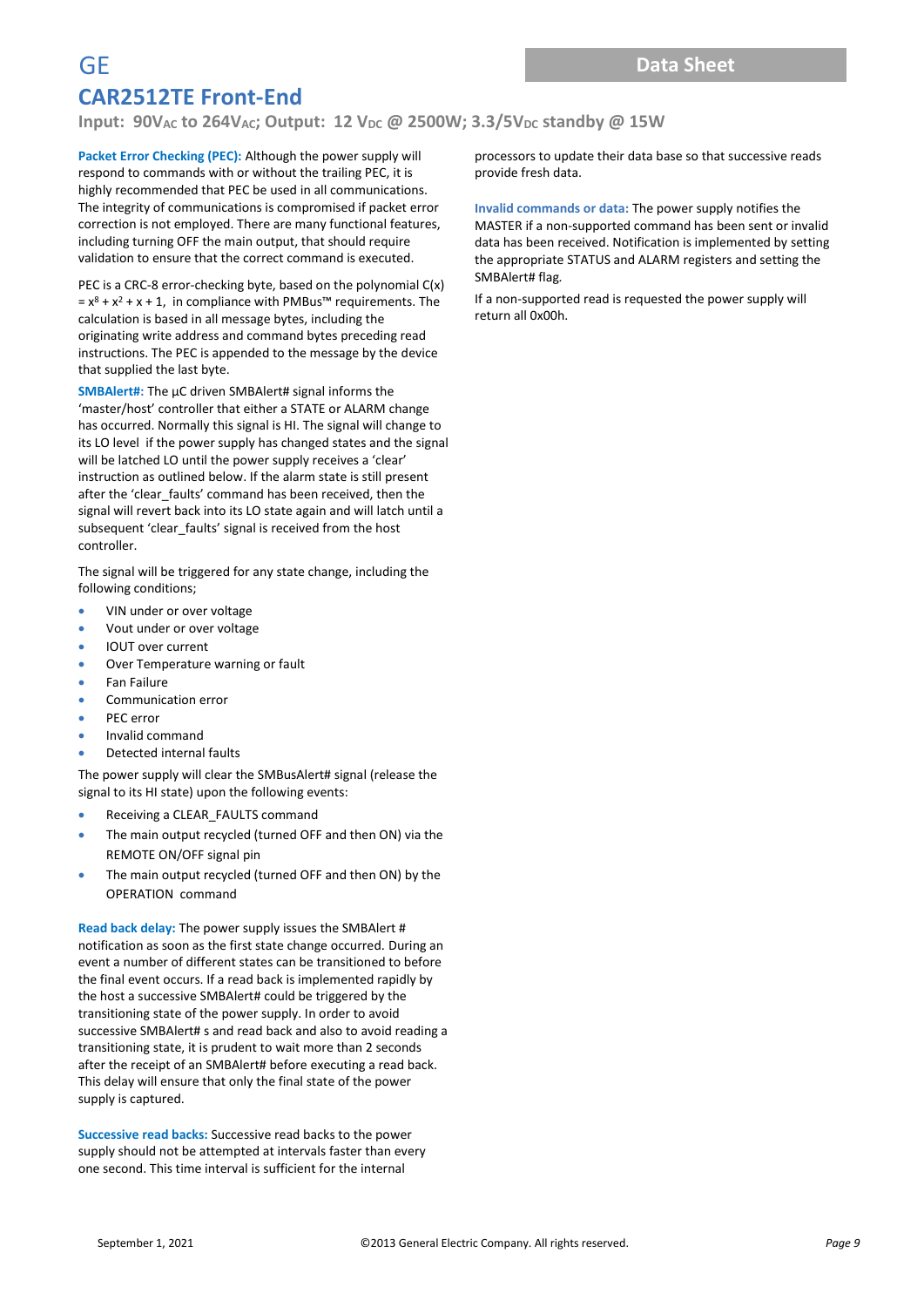**Packet Error Checking (PEC):** Although the power supply will respond to commands with or without the trailing PEC, it is highly recommended that PEC be used in all communications. The integrity of communications is compromised if packet error correction is not employed. There are many functional features, including turning OFF the main output, that should require validation to ensure that the correct command is executed.

PEC is a CRC-8 error-checking byte, based on the polynomial $C(x) = x^8 + x^2 + x + 1$, in compliance with PMBus™ requirements. The calculation is based in all message bytes, including the originating write address and command bytes preceding read instructions. The PEC is appended to the message by the device that supplied the last byte.

**SMBAlert#:** The µC driven SMBAlert# signal informs the 'master/host' controller that either a STATE or ALARM change has occurred. Normally this signal is HI. The signal will change to its LO level if the power supply has changed states and the signal will be latched LO until the power supply receives a 'clear' instruction as outlined below. If the alarm state is still present after the 'clear_faults' command has been received, then the signal will revert back into its LO state again and will latch until a subsequent 'clear_faults' signal is received from the host controller.

The signal will be triggered for any state change, including the following conditions;

- VIN under or over voltage
- Vout under or over voltage
- IOUT over current
- Over Temperature warning or fault
- Fan Failure
- Communication error
- PEC error
- Invalid command
- Detected internal faults

The power supply will clear the SMBusAlert# signal (release the signal to its HI state) upon the following events:

- Receiving a CLEAR_FAULTS command
- The main output recycled (turned OFF and then ON) via the REMOTE ON/OFF signal pin
- The main output recycled (turned OFF and then ON) by the OPERATION command

**Read back delay:** The power supply issues the SMBAlert # notification as soon as the first state change occurred. During an event a number of different states can be transitioned to before the final event occurs. If a read back is implemented rapidly by the host a successive SMBAlert# could be triggered by the transitioning state of the power supply. In order to avoid successive SMBAlert# s and read back and also to avoid reading a transitioning state, it is prudent to wait more than 2 seconds after the receipt of an SMBAlert# before executing a read back. This delay will ensure that only the final state of the power supply is captured.

**Successive read backs:** Successive read backs to the power supply should not be attempted at intervals faster than every one second. This time interval is sufficient for the internal processors to update their data base so that successive reads provide fresh data.

**Invalid commands or data:** The power supply notifies the MASTER if a non-supported command has been sent or invalid data has been received. Notification is implemented by setting the appropriate STATUS and ALARM registers and setting the SMBAlert# flag.

If a non-supported read is requested the power supply will return all 0x00h.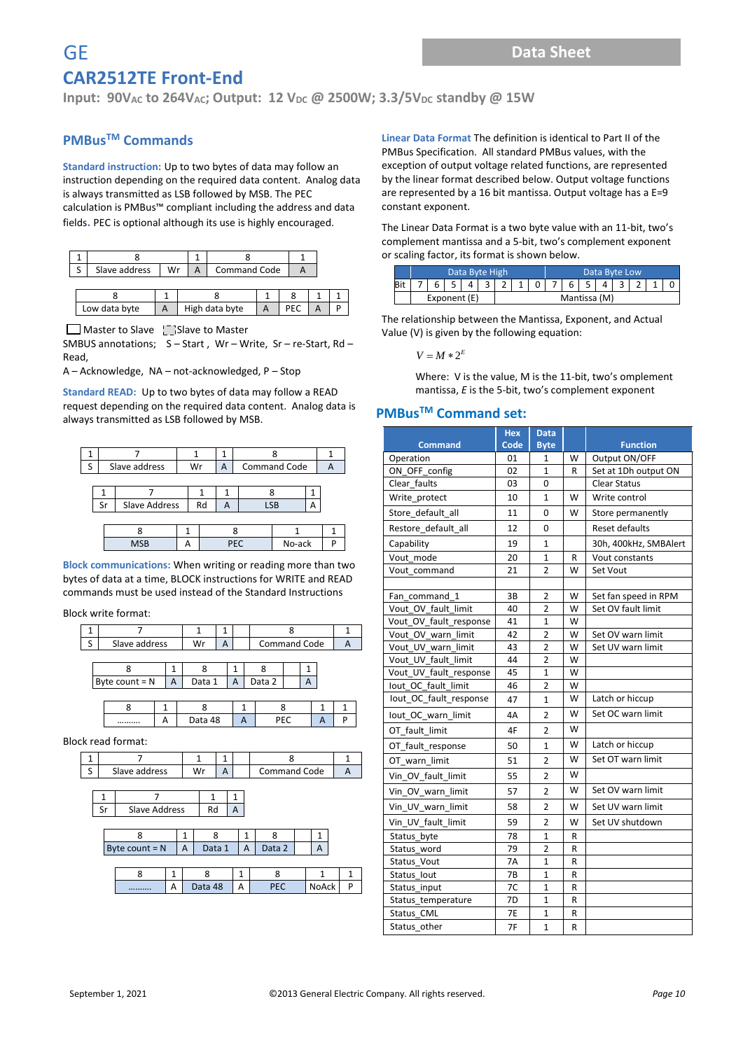## PMBus™ Commands

**Standard instruction:** Up to two bytes of data may follow an instruction depending on the required data content. Analog data is always transmitted as LSB followed by MSB. The PEC calculation is PMBus™ compliant including the address and data fields. PEC is optional although its use is highly encouraged.

| 1 | 8 | | 1 | 8 | 1 |
|---|---|---|---|---|---|
| S | Slave address | Wr | A | Command Code | A |

| 8 | 1 | 8 | 1 | 8 | 1 | 1 |
|---|---|---|---|---|---|---|
| Low data byte | A | High data byte | A | PEC | A | P |

Master to Slave   Slave to Master

SMBUS annotations;  S – Start , Wr – Write, Sr – re-Start, Rd – Read,

A – Acknowledge, NA – not-acknowledged, P – Stop

**Standard READ:** Up to two bytes of data may follow a READ request depending on the required data content. Analog data is always transmitted as LSB followed by MSB.

| 1 | 7 | 1 | 1 | 8 | 1 |
|---|---|---|---|---|---|
| S | Slave address | Wr | A | Command Code | A |

| 1 | 7 | 1 | 1 | 8 | 1 |
|---|---|---|---|---|---|
| Sr | Slave Address | Rd | A | LSB | A |

| 8 | 1 | 8 | 1 | 1 |
|---|---|---|---|---|
| MSB | A | PEC | No-ack | P |

**Block communications:** When writing or reading more than two bytes of data at a time, BLOCK instructions for WRITE and READ commands must be used instead of the Standard Instructions

Block write format:

| 1 | 7 | 1 | 1 | 8 | 1 |
|---|---|---|---|---|---|
| S | Slave address | Wr | A | Command Code | A |

| 8 | 1 | 8 | 1 | 8 | 1 |
|---|---|---|---|---|---|
| Byte count = N | A | Data 1 | A | Data 2 | A |

| 8 | 1 | 8 | 1 | 8 | 1 | 1 |
|---|---|---|---|---|---|---|
| ……… | A | Data 48 | A | PEC | A | P |

Block read format:

| 1 | 7 | 1 | 1 | 8 | 1 |
|---|---|---|---|---|---|
| S | Slave address | Wr | A | Command Code | A |

| 1 | 7 | 1 | 1 |
|---|---|---|---|
| Sr | Slave Address | Rd | A |

| 8 | 1 | 8 | 1 | 8 | 1 |
|---|---|---|---|---|---|
| Byte count = N | A | Data 1 | A | Data 2 | A |

| 8 | 1 | 8 | 1 | 8 | 1 | 1 |
|---|---|---|---|---|---|---|
| ……… | A | Data 48 | A | PEC | NoAck | P |

**Linear Data Format** The definition is identical to Part II of the PMBus Specification. All standard PMBus values, with the exception of output voltage related functions, are represented by the linear format described below. Output voltage functions are represented by a 16 bit mantissa. Output voltage has a E=9 constant exponent.

The Linear Data Format is a two byte value with an 11-bit, two's complement mantissa and a 5-bit, two's complement exponent or scaling factor, its format is shown below.

| | Data Byte High | | | | | | | | Data Byte Low | | | | | | | |
|---|---|---|---|---|---|---|---|---|---|---|---|---|---|---|---|---|
| Bit | 7 | 6 | 5 | 4 | 3 | 2 | 1 | 0 | 7 | 6 | 5 | 4 | 3 | 2 | 1 | 0 |
| | Exponent (E) | | | | | Mantissa (M) | | | | | | | | | | |

The relationship between the Mantissa, Exponent, and Actual Value (V) is given by the following equation:

$$V = M * 2^E$$

Where: V is the value, M is the 11-bit, two's omplement mantissa, *E* is the 5-bit, two's complement exponent

## PMBus™ Command set:

| Command | Hex Code | Data Byte | | Function |
|---|---|---|---|---|
| Operation | 01 | 1 | W | Output ON/OFF |
| ON_OFF_config | 02 | 1 | R | Set at 1Dh output ON |
| Clear_faults | 03 | 0 | | Clear Status |
| Write_protect | 10 | 1 | W | Write control |
| Store_default_all | 11 | 0 | W | Store permanently |
| Restore_default_all | 12 | 0 | | Reset defaults |
| Capability | 19 | 1 | | 30h, 400kHz, SMBAlert |
| Vout_mode | 20 | 1 | R | Vout constants |
| Vout_command | 21 | 2 | W | Set Vout |
| | | | | |
| Fan_command_1 | 3B | 2 | W | Set fan speed in RPM |
| Vout_OV_fault_limit | 40 | 2 | W | Set OV fault limit |
| Vout_OV_fault_response | 41 | 1 | W | |
| Vout_OV_warn_limit | 42 | 2 | W | Set OV warn limit |
| Vout_UV_warn_limit | 43 | 2 | W | Set UV warn limit |
| Vout_UV_fault_limit | 44 | 2 | W | |
| Vout_UV_fault_response | 45 | 1 | W | |
| Iout_OC_fault_limit | 46 | 2 | W | |
| Iout_OC_fault_response | 47 | 1 | W | Latch or hiccup |
| Iout_OC_warn_limit | 4A | 2 | W | Set OC warn limit |
| OT_fault_limit | 4F | 2 | W | |
| OT_fault_response | 50 | 1 | W | Latch or hiccup |
| OT_warn_limit | 51 | 2 | W | Set OT warn limit |
| Vin_OV_fault_limit | 55 | 2 | W | |
| Vin_OV_warn_limit | 57 | 2 | W | Set OV warn limit |
| Vin_UV_warn_limit | 58 | 2 | W | Set UV warn limit |
| Vin_UV_fault_limit | 59 | 2 | W | Set UV shutdown |
| Status_byte | 78 | 1 | R | |
| Status_word | 79 | 2 | R | |
| Status_Vout | 7A | 1 | R | |
| Status_Iout | 7B | 1 | R | |
| Status_input | 7C | 1 | R | |
| Status_temperature | 7D | 1 | R | |
| Status_CML | 7E | 1 | R | |
| Status_other | 7F | 1 | R | |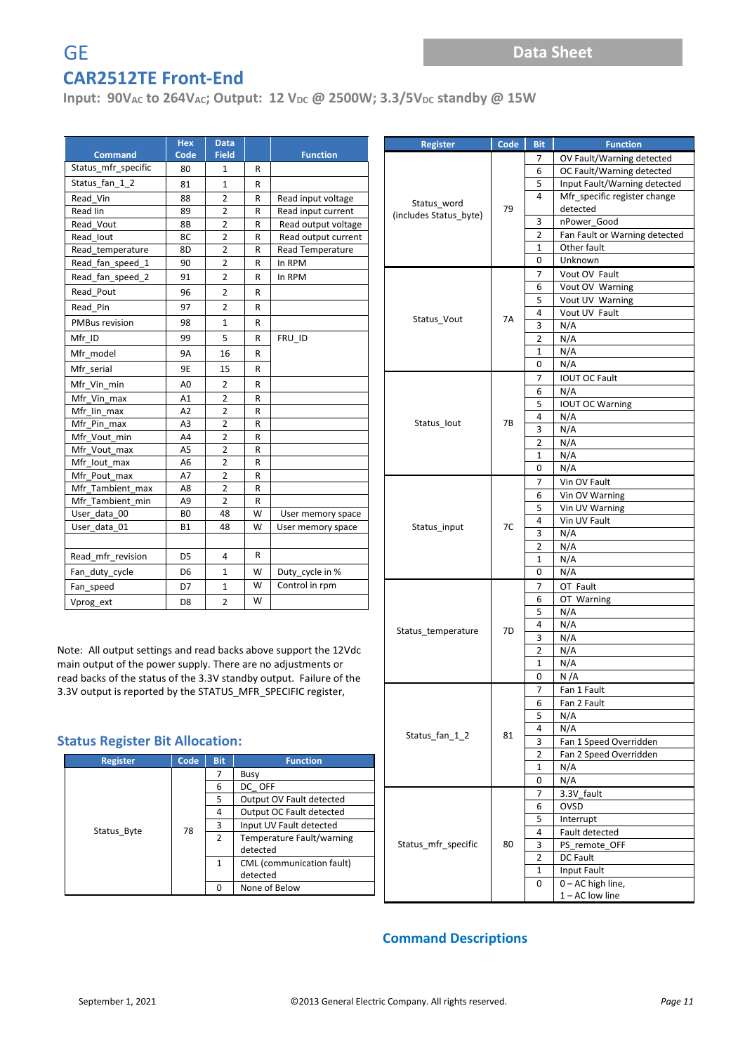# GE

## CAR2512TE Front-End

**Input: 90V$_{AC}$ to 264V$_{AC}$; Output: 12 V$_{DC}$ @ 2500W; 3.3/5V$_{DC}$ standby @ 15W**

| Command | Hex Code | Data Field | | Function |
|---|---|---|---|---|
| Status_mfr_specific | 80 | 1 | R | |
| Status_fan_1_2 | 81 | 1 | R | |
| Read_Vin | 88 | 2 | R | Read input voltage |
| Read Iin | 89 | 2 | R | Read input current |
| Read_Vout | 8B | 2 | R | Read output voltage |
| Read_Iout | 8C | 2 | R | Read output current |
| Read_temperature | 8D | 2 | R | Read Temperature |
| Read_fan_speed_1 | 90 | 2 | R | In RPM |
| Read_fan_speed_2 | 91 | 2 | R | In RPM |
| Read_Pout | 96 | 2 | R | |
| Read_Pin | 97 | 2 | R | |
| PMBus revision | 98 | 1 | R | |
| Mfr_ID | 99 | 5 | R | FRU_ID |
| Mfr_model | 9A | 16 | R | |
| Mfr_serial | 9E | 15 | R | |
| Mfr_Vin_min | A0 | 2 | R | |
| Mfr_Vin_max | A1 | 2 | R | |
| Mfr_Iin_max | A2 | 2 | R | |
| Mfr_Pin_max | A3 | 2 | R | |
| Mfr_Vout_min | A4 | 2 | R | |
| Mfr_Vout_max | A5 | 2 | R | |
| Mfr_Iout_max | A6 | 2 | R | |
| Mfr_Pout_max | A7 | 2 | R | |
| Mfr_Tambient_max | A8 | 2 | R | |
| Mfr_Tambient_min | A9 | 2 | R | |
| User_data_00 | B0 | 48 | W | User memory space |
| User_data_01 | B1 | 48 | W | User memory space |
| | | | | |
| Read_mfr_revision | D5 | 4 | R | |
| Fan_duty_cycle | D6 | 1 | W | Duty_cycle in % |
| Fan_speed | D7 | 1 | W | Control in rpm |
| Vprog_ext | D8 | 2 | W | |

Note: All output settings and read backs above support the 12Vdc main output of the power supply. There are no adjustments or read backs of the status of the 3.3V standby output. Failure of the 3.3V output is reported by the STATUS_MFR_SPECIFIC register,

### Status Register Bit Allocation:

| Register | Code | Bit | Function |
|---|---|---|---|
| Status_Byte | 78 | 7 | Busy |
| | | 6 | DC_ OFF |
| | | 5 | Output OV Fault detected |
| | | 4 | Output OC Fault detected |
| | | 3 | Input UV Fault detected |
| | | 2 | Temperature Fault/warning detected |
| | | 1 | CML (communication fault) detected |
| | | 0 | None of Below |

| Register | Code | Bit | Function |
|---|---|---|---|
| Status_word (includes Status_byte) | 79 | 7 | OV Fault/Warning detected |
| | | 6 | OC Fault/Warning detected |
| | | 5 | Input Fault/Warning detected |
| | | 4 | Mfr_specific register change detected |
| | | 3 | nPower_Good |
| | | 2 | Fan Fault or Warning detected |
| | | 1 | Other fault |
| | | 0 | Unknown |
| Status_Vout | 7A | 7 | Vout OV Fault |
| | | 6 | Vout OV Warning |
| | | 5 | Vout UV Warning |
| | | 4 | Vout UV Fault |
| | | 3 | N/A |
| | | 2 | N/A |
| | | 1 | N/A |
| | | 0 | N/A |
| Status_Iout | 7B | 7 | IOUT OC Fault |
| | | 6 | N/A |
| | | 5 | IOUT OC Warning |
| | | 4 | N/A |
| | | 3 | N/A |
| | | 2 | N/A |
| | | 1 | N/A |
| | | 0 | N/A |
| Status_input | 7C | 7 | Vin OV Fault |
| | | 6 | Vin OV Warning |
| | | 5 | Vin UV Warning |
| | | 4 | Vin UV Fault |
| | | 3 | N/A |
| | | 2 | N/A |
| | | 1 | N/A |
| | | 0 | N/A |
| Status_temperature | 7D | 7 | OT Fault |
| | | 6 | OT Warning |
| | | 5 | N/A |
| | | 4 | N/A |
| | | 3 | N/A |
| | | 2 | N/A |
| | | 1 | N/A |
| | | 0 | N /A |
| Status_fan_1_2 | 81 | 7 | Fan 1 Fault |
| | | 6 | Fan 2 Fault |
| | | 5 | N/A |
| | | 4 | N/A |
| | | 3 | Fan 1 Speed Overridden |
| | | 2 | Fan 2 Speed Overridden |
| | | 1 | N/A |
| | | 0 | N/A |
| Status_mfr_specific | 80 | 7 | 3.3V_fault |
| | | 6 | OVSD |
| | | 5 | Interrupt |
| | | 4 | Fault detected |
| | | 3 | PS_remote_OFF |
| | | 2 | DC Fault |
| | | 1 | Input Fault |
| | | 0 | 0 – AC high line, 1 – AC low line |

### Command Descriptions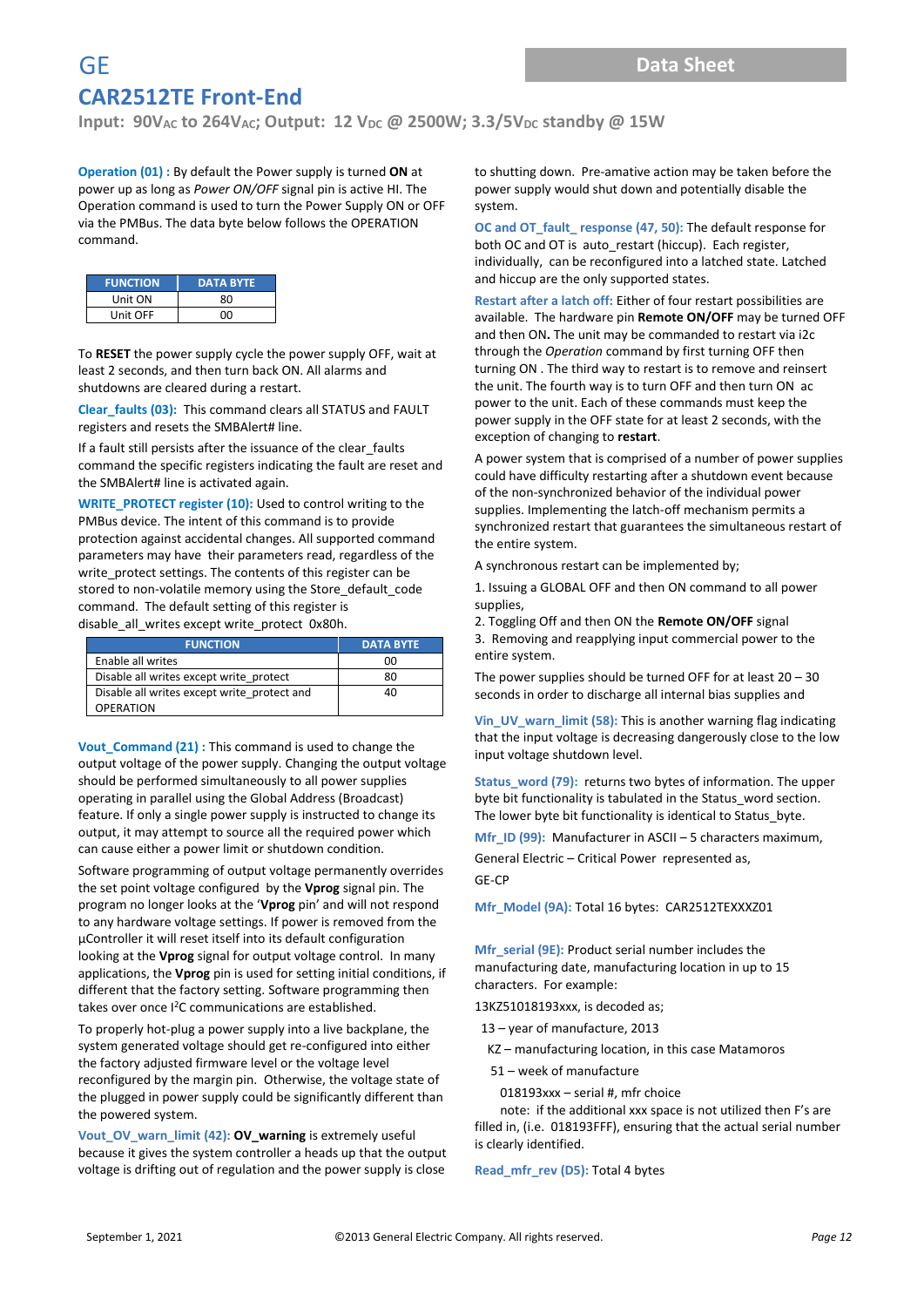**Operation (01) :** By default the Power supply is turned **ON** at power up as long as *Power ON/OFF* signal pin is active HI. The Operation command is used to turn the Power Supply ON or OFF via the PMBus. The data byte below follows the OPERATION command.

| FUNCTION | DATA BYTE |
|---|---|
| Unit ON | 80 |
| Unit OFF | 00 |

To **RESET** the power supply cycle the power supply OFF, wait at least 2 seconds, and then turn back ON. All alarms and shutdowns are cleared during a restart.

**Clear_faults (03):** This command clears all STATUS and FAULT registers and resets the SMBAlert# line.

If a fault still persists after the issuance of the clear_faults command the specific registers indicating the fault are reset and the SMBAlert# line is activated again.

**WRITE_PROTECT register (10):** Used to control writing to the PMBus device. The intent of this command is to provide protection against accidental changes. All supported command parameters may have their parameters read, regardless of the write_protect settings. The contents of this register can be stored to non-volatile memory using the Store_default_code command. The default setting of this register is disable_all_writes except write_protect 0x80h.

| FUNCTION | DATA BYTE |
|---|---|
| Enable all writes | 00 |
| Disable all writes except write_protect | 80 |
| Disable all writes except write_protect and OPERATION | 40 |

**Vout_Command (21) :** This command is used to change the output voltage of the power supply. Changing the output voltage should be performed simultaneously to all power supplies operating in parallel using the Global Address (Broadcast) feature. If only a single power supply is instructed to change its output, it may attempt to source all the required power which can cause either a power limit or shutdown condition.

Software programming of output voltage permanently overrides the set point voltage configured by the **Vprog** signal pin. The program no longer looks at the '**Vprog** pin' and will not respond to any hardware voltage settings. If power is removed from the µController it will reset itself into its default configuration looking at the **Vprog** signal for output voltage control. In many applications, the **Vprog** pin is used for setting initial conditions, if different that the factory setting. Software programming then takes over once I$^2$C communications are established.

To properly hot-plug a power supply into a live backplane, the system generated voltage should get re-configured into either the factory adjusted firmware level or the voltage level reconfigured by the margin pin. Otherwise, the voltage state of the plugged in power supply could be significantly different than the powered system.

**Vout_OV_warn_limit (42):** **OV_warning** is extremely useful because it gives the system controller a heads up that the output voltage is drifting out of regulation and the power supply is close to shutting down. Pre-amative action may be taken before the power supply would shut down and potentially disable the system.

**OC and OT_fault_ response (47, 50):** The default response for both OC and OT is auto_restart (hiccup). Each register, individually, can be reconfigured into a latched state. Latched and hiccup are the only supported states.

**Restart after a latch off:** Either of four restart possibilities are available. The hardware pin **Remote ON/OFF** may be turned OFF and then ON**.** The unit may be commanded to restart via i2c through the *Operation* command by first turning OFF then turning ON . The third way to restart is to remove and reinsert the unit. The fourth way is to turn OFF and then turn ON ac power to the unit. Each of these commands must keep the power supply in the OFF state for at least 2 seconds, with the exception of changing to **restart**.

A power system that is comprised of a number of power supplies could have difficulty restarting after a shutdown event because of the non-synchronized behavior of the individual power supplies. Implementing the latch-off mechanism permits a synchronized restart that guarantees the simultaneous restart of the entire system.

A synchronous restart can be implemented by;

1. Issuing a GLOBAL OFF and then ON command to all power supplies,
2. Toggling Off and then ON the **Remote ON/OFF** signal
3. Removing and reapplying input commercial power to the entire system.

The power supplies should be turned OFF for at least 20 – 30 seconds in order to discharge all internal bias supplies and

**Vin_UV_warn_limit (58):** This is another warning flag indicating that the input voltage is decreasing dangerously close to the low input voltage shutdown level.

**Status_word (79):** returns two bytes of information. The upper byte bit functionality is tabulated in the Status_word section. The lower byte bit functionality is identical to Status_byte.

**Mfr_ID (99):** Manufacturer in ASCII – 5 characters maximum,

General Electric – Critical Power represented as,

GE-CP

**Mfr_Model (9A):** Total 16 bytes: CAR2512TEXXXZ01

**Mfr_serial (9E):** Product serial number includes the manufacturing date, manufacturing location in up to 15 characters. For example:

13KZ51018193xxx, is decoded as;

13 – year of manufacture, 2013

KZ – manufacturing location, in this case Matamoros

51 – week of manufacture

018193xxx – serial #, mfr choice

note: if the additional xxx space is not utilized then F's are filled in, (i.e. 018193FFF), ensuring that the actual serial number is clearly identified.

**Read_mfr_rev (D5):** Total 4 bytes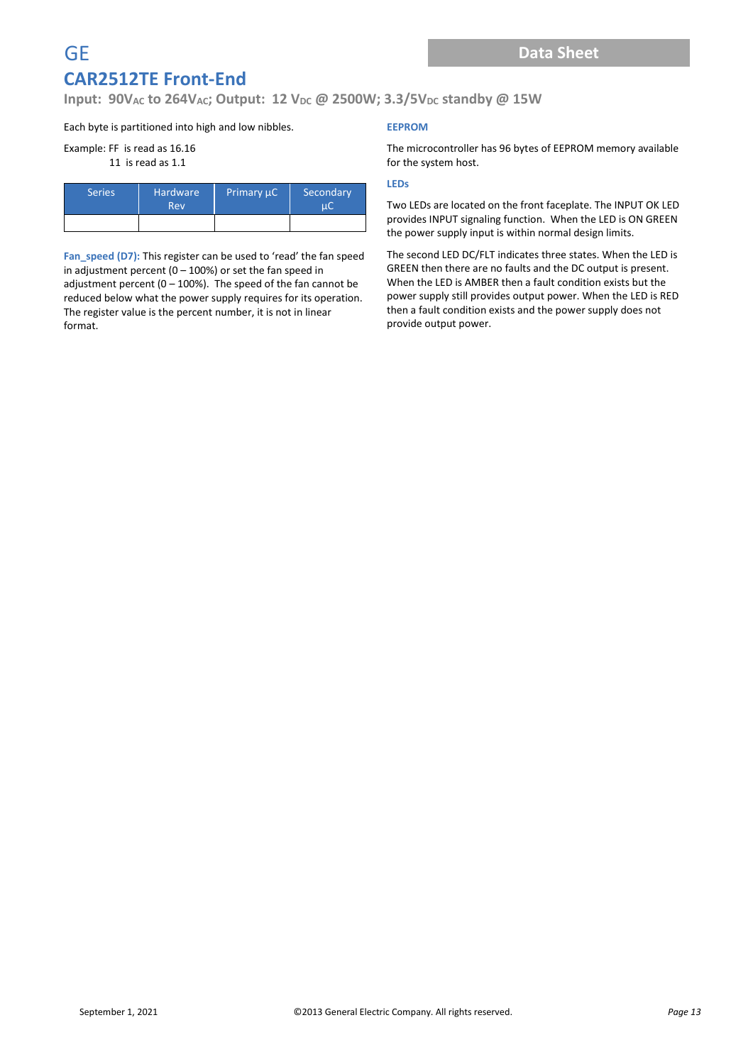Each byte is partitioned into high and low nibbles.

Example: FF is read as 16.16
 11 is read as 1.1

| Series | Hardware Rev | Primary µC | Secondary µC |
|---|---|---|---|
| | | | |

**Fan_speed (D7):** This register can be used to 'read' the fan speed in adjustment percent (0 – 100%) or set the fan speed in adjustment percent (0 – 100%). The speed of the fan cannot be reduced below what the power supply requires for its operation. The register value is the percent number, it is not in linear format.

### EEPROM

The microcontroller has 96 bytes of EEPROM memory available for the system host.

### LEDs

Two LEDs are located on the front faceplate. The INPUT OK LED provides INPUT signaling function. When the LED is ON GREEN the power supply input is within normal design limits.

The second LED DC/FLT indicates three states. When the LED is GREEN then there are no faults and the DC output is present. When the LED is AMBER then a fault condition exists but the power supply still provides output power. When the LED is RED then a fault condition exists and the power supply does not provide output power.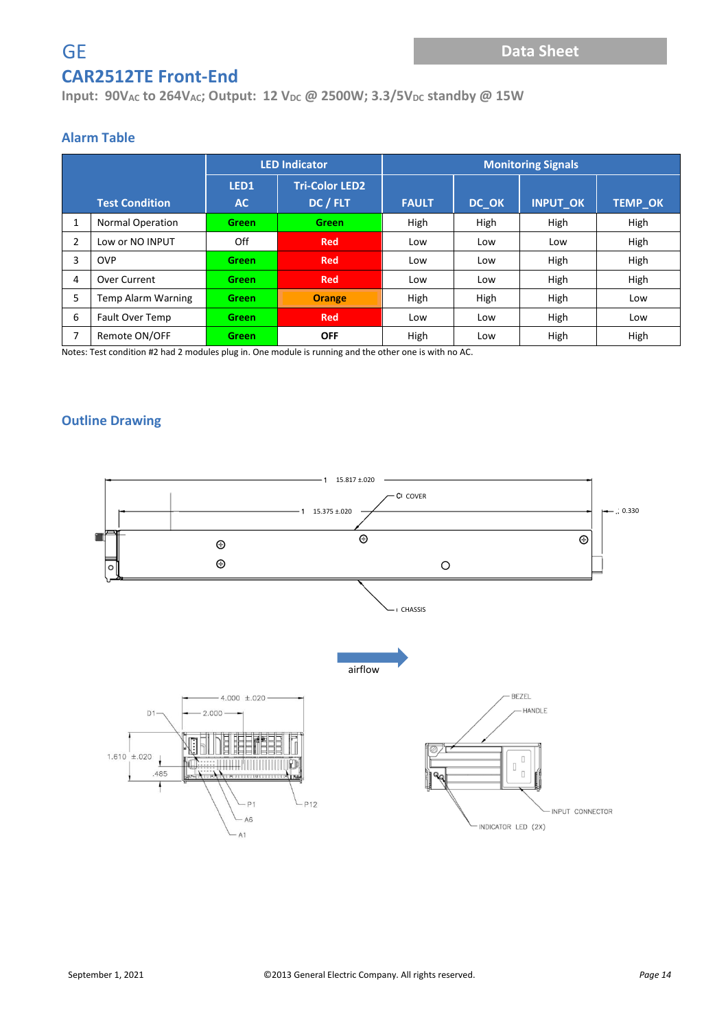GE

# CAR2512TE Front-End

**Input: 90V$_{AC}$ to 264V$_{AC}$; Output: 12 V$_{DC}$ @ 2500W; 3.3/5V$_{DC}$ standby @ 15W**

## Alarm Table

| | | LED Indicator | | Monitoring Signals | | | |
|---|---|---|---|---|---|---|---|
| | **Test Condition** | **LED1 AC** | **Tri-Color LED2 DC / FLT** | **FAULT** | **DC_OK** | **INPUT_OK** | **TEMP_OK** |
| 1 | Normal Operation | Green | Green | High | High | High | High |
| 2 | Low or NO INPUT | Off | Red | Low | Low | Low | High |
| 3 | OVP | Green | Red | Low | Low | High | High |
| 4 | Over Current | Green | Red | Low | Low | High | High |
| 5 | Temp Alarm Warning | Green | Orange | High | High | High | Low |
| 6 | Fault Over Temp | Green | Red | Low | Low | High | Low |
| 7 | Remote ON/OFF | Green | OFF | High | Low | High | High |

Notes: Test condition #2 had 2 modules plug in. One module is running and the other one is with no AC.

## Outline Drawing

15.817 ±.020

COVER

15.375 ±.020

0.330

CHASSIS

airflow

4.000 ±.020

2.000

D1

1.610 ±.020

.485

P1

P12

A6

A1

BEZEL

HANDLE

INPUT CONNECTOR

INDICATOR LED (2X)

September 1, 2021 ©2013 General Electric Company. All rights reserved.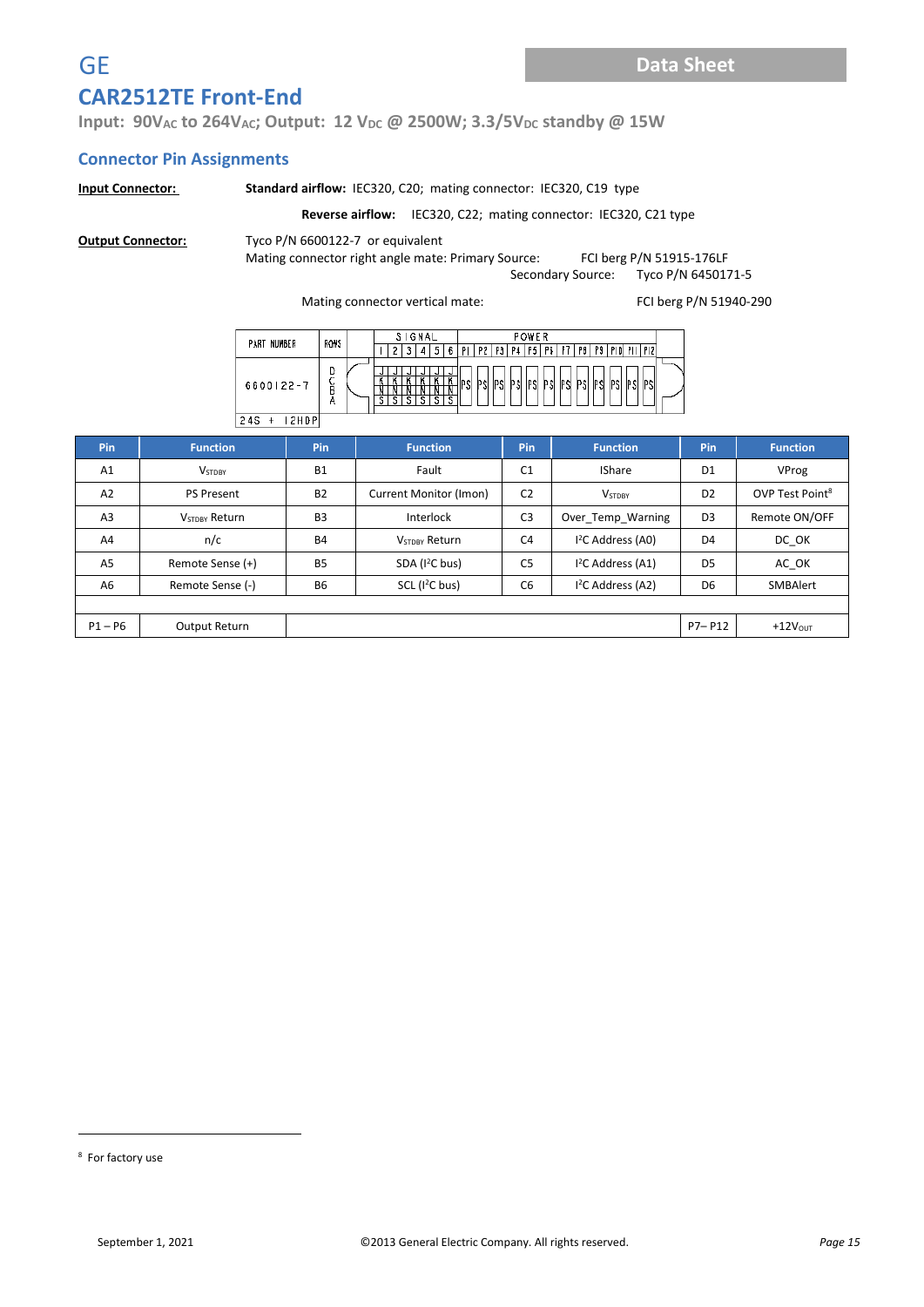## Connector Pin Assignments

**Input Connector:** **Standard airflow:** IEC320, C20; mating connector: IEC320, C19 type

**Reverse airflow:** IEC320, C22; mating connector: IEC320, C21 type

**Output Connector:** Tyco P/N 6600122-7 or equivalent

Mating connector right angle mate: Primary Source: FCI berg P/N 51915-176LF

Secondary Source: Tyco P/N 6450171-5

Mating connector vertical mate: FCI berg P/N 51940-290

| PART NUMBER | ROWS | SIGNAL 1 | 2 | 3 | 4 | 5 | 6 | POWER P1 | P2 | P3 | P4 | P5 | P6 | P7 | P8 | P9 | P10 | P11 | P12 |
|---|---|---|---|---|---|---|---|---|---|---|---|---|---|---|---|---|---|---|---|
| 6600122-7 | D C B A | JKNS | JKNS | JKNS | JKNS | JKNS | JKNS | PS | PS | PS | PS | PS | PS | PS | PS | PS | PS | PS | PS |
| 24S + 12HDP | | | | | | | | | | | | | | | | | | | |

| Pin | Function | Pin | Function | Pin | Function | Pin | Function |
|---|---|---|---|---|---|---|---|
| A1 | $V_{STDBY}$ | B1 | Fault | C1 | IShare | D1 | VProg |
| A2 | PS Present | B2 | Current Monitor (Imon) | C2 | $V_{STDBY}$ | D2 | OVP Test Point[8] |
| A3 | $V_{STDBY}$ Return | B3 | Interlock | C3 | Over_Temp_Warning | D3 | Remote ON/OFF |
| A4 | n/c | B4 | $V_{STDBY}$ Return | C4 | I²C Address (A0) | D4 | DC_OK |
| A5 | Remote Sense (+) | B5 | SDA (I²C bus) | C5 | I²C Address (A1) | D5 | AC_OK |
| A6 | Remote Sense (-) | B6 | SCL (I²C bus) | C6 | I²C Address (A2) | D6 | SMBAlert |
| | | | | | | | |
| P1 – P6 | Output Return | | | | | P7– P12 | +12$V_{OUT}$ |

[8] For factory use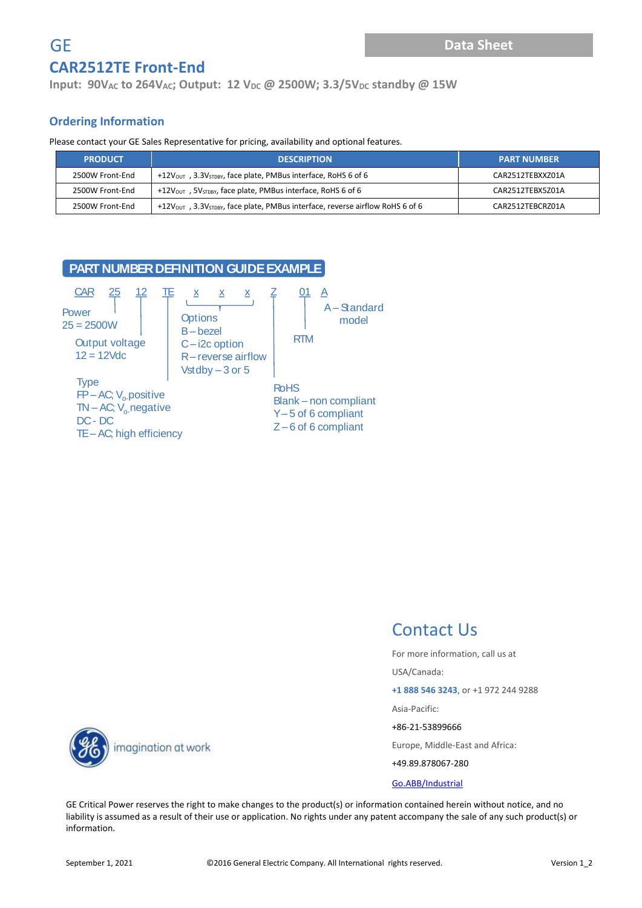GE

# CAR2512TE Front-End

**Input: 90$V_{AC}$ to 264$V_{AC}$; Output: 12 $V_{DC}$ @ 2500W; 3.3/5$V_{DC}$ standby @ 15W**

## Ordering Information

Please contact your GE Sales Representative for pricing, availability and optional features.

| PRODUCT | DESCRIPTION | PART NUMBER |
|---|---|---|
| 2500W Front-End | +12$V_{OUT}$ , 3.3$V_{STDBY}$, face plate, PMBus interface, RoHS 6 of 6 | CAR2512TEBXXZ01A |
| 2500W Front-End | +12$V_{OUT}$ , 5$V_{STDBY}$, face plate, PMBus interface, RoHS 6 of 6 | CAR2512TEBX5Z01A |
| 2500W Front-End | +12$V_{OUT}$ , 3.3$V_{STDBY}$, face plate, PMBus interface, reverse airflow RoHS 6 of 6 | CAR2512TEBCRZ01A |

## PART NUMBER DEFINITION GUIDE EXAMPLE

CAR 25 12 TE x x x Z 01 A

Power
25 = 2500W

Output voltage
12 = 12Vdc

Type
FP – AC; $V_o$ positive
TN – AC; $V_o$ negative
DC - DC
TE – AC; high efficiency

Options
B – bezel
C – i2c option
R – reverse airflow
Vstdby – 3 or 5

RoHS
Blank – non compliant
Y – 5 of 6 compliant
Z – 6 of 6 compliant

RTM

A – Standard model

## Contact Us

For more information, call us at

USA/Canada:

**+1 888 546 3243**, or +1 972 244 9288

Asia-Pacific:

+86-21-53899666

Europe, Middle-East and Africa:

+49.89.878067-280

Go.ABB/Industrial

imagination at work

GE Critical Power reserves the right to make changes to the product(s) or information contained herein without notice, and no liability is assumed as a result of their use or application. No rights under any patent accompany the sale of any such product(s) or information.

September 1, 2021 ©2016 General Electric Company. All International rights reserved. Version 1_2